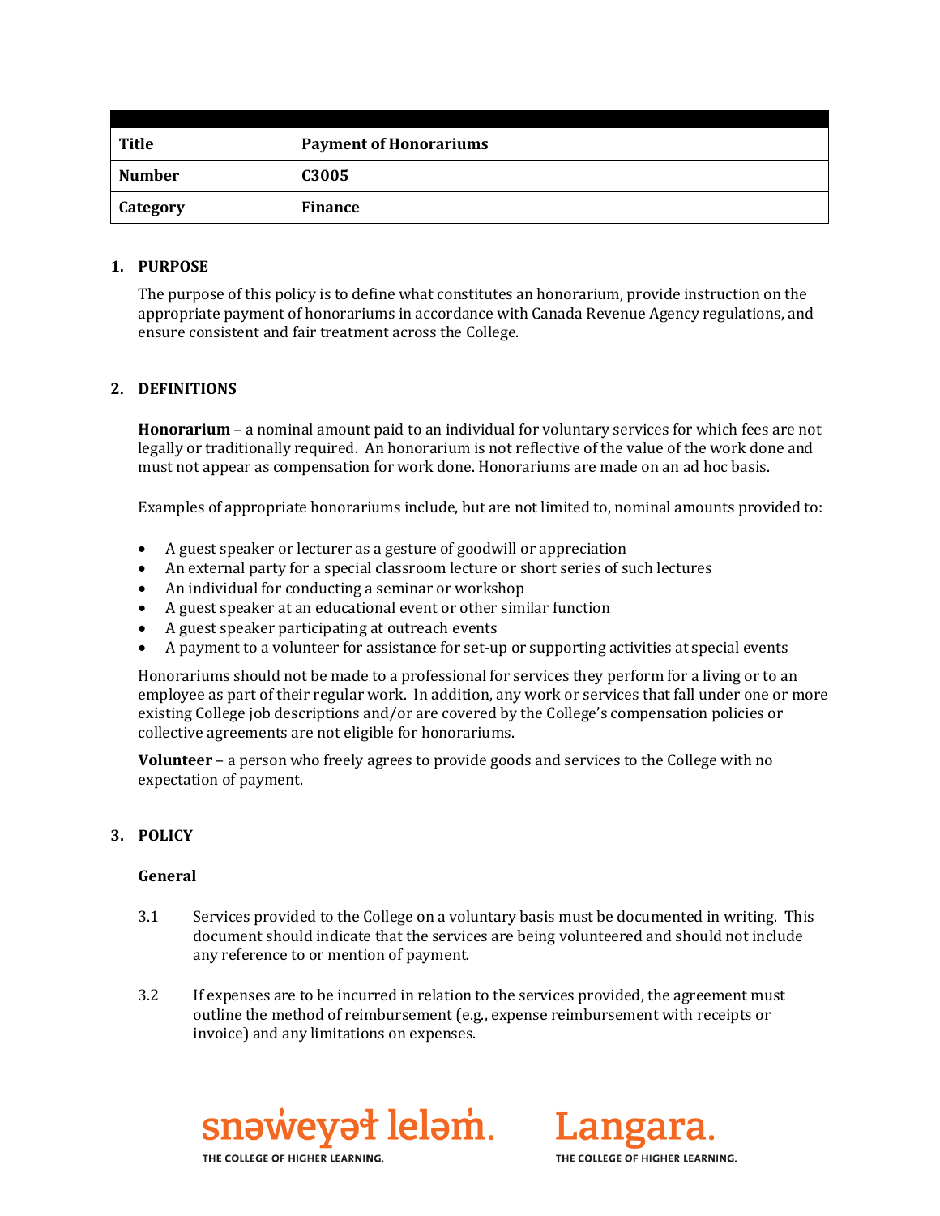| Title | Payment of Honorariums |
|---|---|
| Number | C3005 |
| Category | Finance |

## 1. PURPOSE

The purpose of this policy is to define what constitutes an honorarium, provide instruction on the appropriate payment of honorariums in accordance with Canada Revenue Agency regulations, and ensure consistent and fair treatment across the College.

## 2. DEFINITIONS

**Honorarium** – a nominal amount paid to an individual for voluntary services for which fees are not legally or traditionally required. An honorarium is not reflective of the value of the work done and must not appear as compensation for work done. Honorariums are made on an ad hoc basis.

Examples of appropriate honorariums include, but are not limited to, nominal amounts provided to:

- A guest speaker or lecturer as a gesture of goodwill or appreciation
- An external party for a special classroom lecture or short series of such lectures
- An individual for conducting a seminar or workshop
- A guest speaker at an educational event or other similar function
- A guest speaker participating at outreach events
- A payment to a volunteer for assistance for set-up or supporting activities at special events

Honorariums should not be made to a professional for services they perform for a living or to an employee as part of their regular work. In addition, any work or services that fall under one or more existing College job descriptions and/or are covered by the College's compensation policies or collective agreements are not eligible for honorariums.

**Volunteer** – a person who freely agrees to provide goods and services to the College with no expectation of payment.

## 3. POLICY

### General

3.1 Services provided to the College on a voluntary basis must be documented in writing. This document should indicate that the services are being volunteered and should not include any reference to or mention of payment.

3.2 If expenses are to be incurred in relation to the services provided, the agreement must outline the method of reimbursement (e.g., expense reimbursement with receipts or invoice) and any limitations on expenses.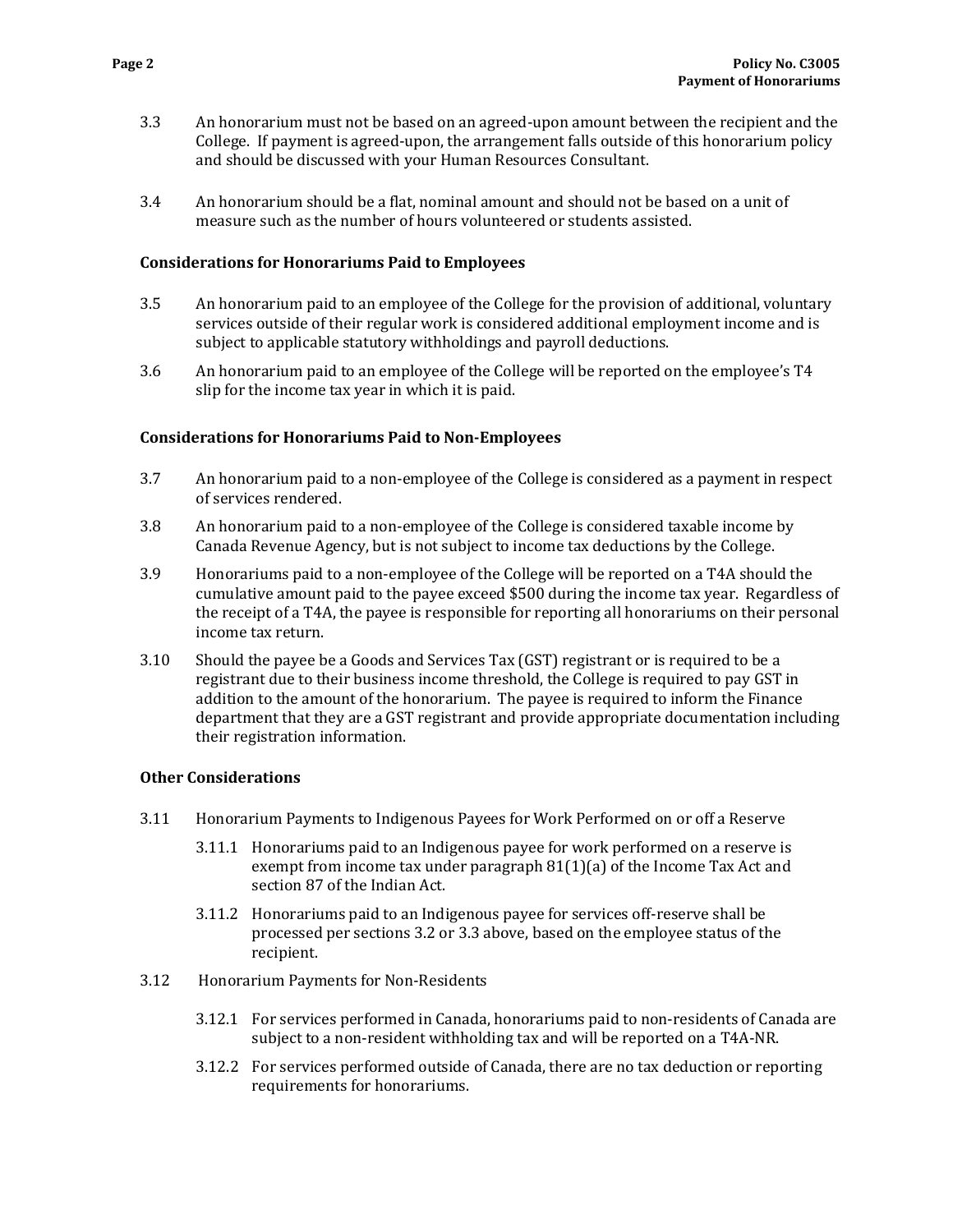3.3 An honorarium must not be based on an agreed-upon amount between the recipient and the College. If payment is agreed-upon, the arrangement falls outside of this honorarium policy and should be discussed with your Human Resources Consultant.

3.4 An honorarium should be a flat, nominal amount and should not be based on a unit of measure such as the number of hours volunteered or students assisted.

**Considerations for Honorariums Paid to Employees**

3.5 An honorarium paid to an employee of the College for the provision of additional, voluntary services outside of their regular work is considered additional employment income and is subject to applicable statutory withholdings and payroll deductions.

3.6 An honorarium paid to an employee of the College will be reported on the employee's T4 slip for the income tax year in which it is paid.

**Considerations for Honorariums Paid to Non-Employees**

3.7 An honorarium paid to a non-employee of the College is considered as a payment in respect of services rendered.

3.8 An honorarium paid to a non-employee of the College is considered taxable income by Canada Revenue Agency, but is not subject to income tax deductions by the College.

3.9 Honorariums paid to a non-employee of the College will be reported on a T4A should the cumulative amount paid to the payee exceed $500 during the income tax year. Regardless of the receipt of a T4A, the payee is responsible for reporting all honorariums on their personal income tax return.

3.10 Should the payee be a Goods and Services Tax (GST) registrant or is required to be a registrant due to their business income threshold, the College is required to pay GST in addition to the amount of the honorarium. The payee is required to inform the Finance department that they are a GST registrant and provide appropriate documentation including their registration information.

**Other Considerations**

3.11 Honorarium Payments to Indigenous Payees for Work Performed on or off a Reserve

3.11.1 Honorariums paid to an Indigenous payee for work performed on a reserve is exempt from income tax under paragraph 81(1)(a) of the Income Tax Act and section 87 of the Indian Act.

3.11.2 Honorariums paid to an Indigenous payee for services off-reserve shall be processed per sections 3.2 or 3.3 above, based on the employee status of the recipient.

3.12 Honorarium Payments for Non-Residents

3.12.1 For services performed in Canada, honorariums paid to non-residents of Canada are subject to a non-resident withholding tax and will be reported on a T4A-NR.

3.12.2 For services performed outside of Canada, there are no tax deduction or reporting requirements for honorariums.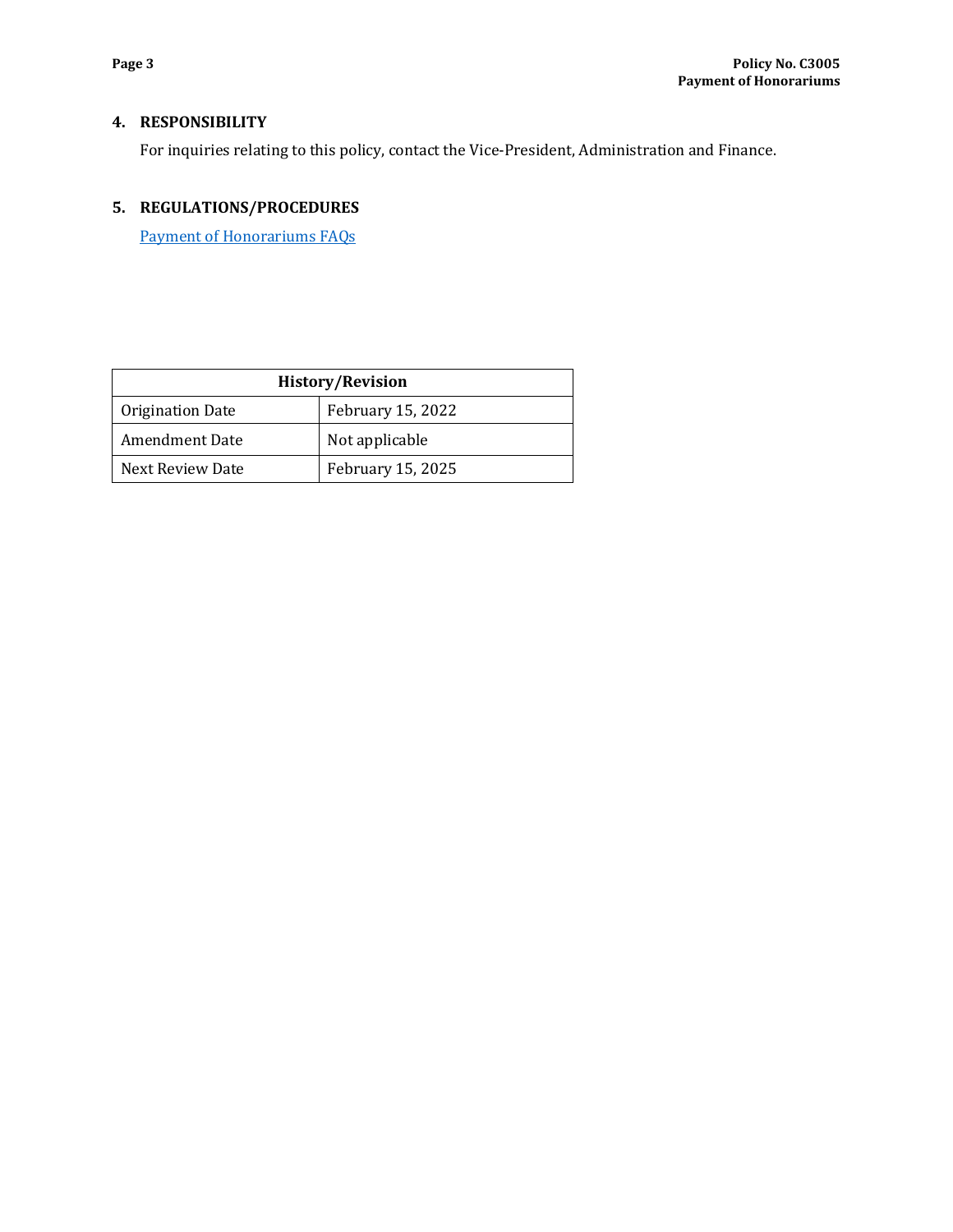## 4. RESPONSIBILITY

For inquiries relating to this policy, contact the Vice-President, Administration and Finance.

## 5. REGULATIONS/PROCEDURES

[Payment of Honorariums FAQs]

| History/Revision | |
|---|---|
| Origination Date | February 15, 2022 |
| Amendment Date | Not applicable |
| Next Review Date | February 15, 2025 |